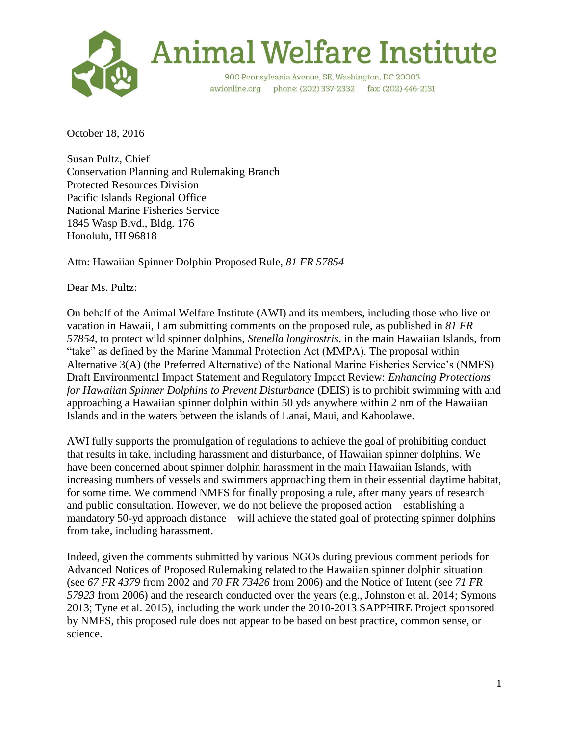# Animal Welfare Institute

900 Pennsylvania Avenue, SE, Washington, DC 20003
awionline.org phone: (202) 337-2332 fax: (202) 446-2131

October 18, 2016

Susan Pultz, Chief
Conservation Planning and Rulemaking Branch
Protected Resources Division
Pacific Islands Regional Office
National Marine Fisheries Service
1845 Wasp Blvd., Bldg. 176
Honolulu, HI 96818

Attn: Hawaiian Spinner Dolphin Proposed Rule, *81 FR 57854*

Dear Ms. Pultz:

On behalf of the Animal Welfare Institute (AWI) and its members, including those who live or vacation in Hawaii, I am submitting comments on the proposed rule, as published in *81 FR 57854*, to protect wild spinner dolphins, *Stenella longirostris*, in the main Hawaiian Islands, from "take" as defined by the Marine Mammal Protection Act (MMPA). The proposal within Alternative 3(A) (the Preferred Alternative) of the National Marine Fisheries Service's (NMFS) Draft Environmental Impact Statement and Regulatory Impact Review: *Enhancing Protections for Hawaiian Spinner Dolphins to Prevent Disturbance* (DEIS) is to prohibit swimming with and approaching a Hawaiian spinner dolphin within 50 yds anywhere within 2 nm of the Hawaiian Islands and in the waters between the islands of Lanai, Maui, and Kahoolawe.

AWI fully supports the promulgation of regulations to achieve the goal of prohibiting conduct that results in take, including harassment and disturbance, of Hawaiian spinner dolphins. We have been concerned about spinner dolphin harassment in the main Hawaiian Islands, with increasing numbers of vessels and swimmers approaching them in their essential daytime habitat, for some time. We commend NMFS for finally proposing a rule, after many years of research and public consultation. However, we do not believe the proposed action – establishing a mandatory 50-yd approach distance – will achieve the stated goal of protecting spinner dolphins from take, including harassment.

Indeed, given the comments submitted by various NGOs during previous comment periods for Advanced Notices of Proposed Rulemaking related to the Hawaiian spinner dolphin situation (see *67 FR 4379* from 2002 and *70 FR 73426* from 2006) and the Notice of Intent (see *71 FR 57923* from 2006) and the research conducted over the years (e.g., Johnston et al. 2014; Symons 2013; Tyne et al. 2015), including the work under the 2010-2013 SAPPHIRE Project sponsored by NMFS, this proposed rule does not appear to be based on best practice, common sense, or science.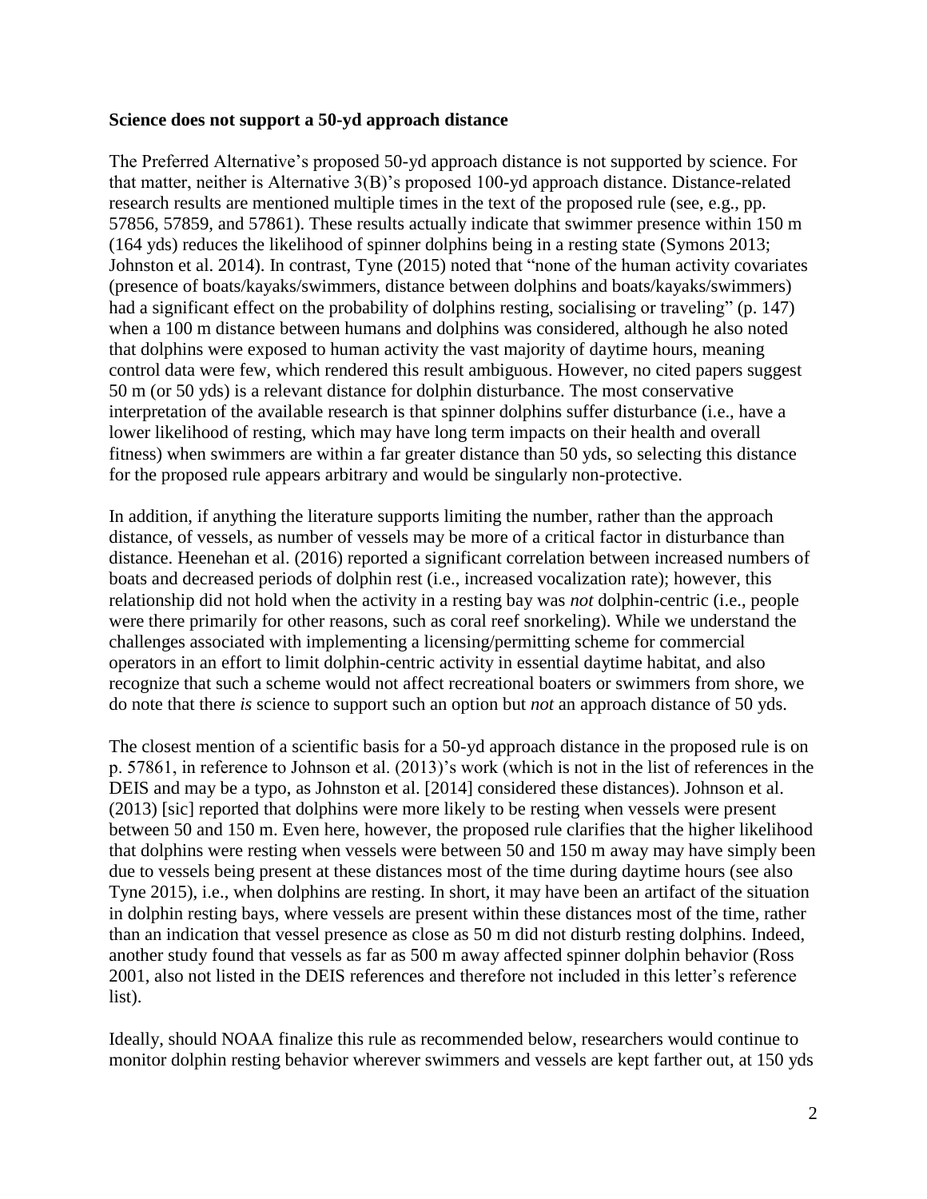**Science does not support a 50-yd approach distance**

The Preferred Alternative's proposed 50-yd approach distance is not supported by science. For that matter, neither is Alternative 3(B)'s proposed 100-yd approach distance. Distance-related research results are mentioned multiple times in the text of the proposed rule (see, e.g., pp. 57856, 57859, and 57861). These results actually indicate that swimmer presence within 150 m (164 yds) reduces the likelihood of spinner dolphins being in a resting state (Symons 2013; Johnston et al. 2014). In contrast, Tyne (2015) noted that "none of the human activity covariates (presence of boats/kayaks/swimmers, distance between dolphins and boats/kayaks/swimmers) had a significant effect on the probability of dolphins resting, socialising or traveling" (p. 147) when a 100 m distance between humans and dolphins was considered, although he also noted that dolphins were exposed to human activity the vast majority of daytime hours, meaning control data were few, which rendered this result ambiguous. However, no cited papers suggest 50 m (or 50 yds) is a relevant distance for dolphin disturbance. The most conservative interpretation of the available research is that spinner dolphins suffer disturbance (i.e., have a lower likelihood of resting, which may have long term impacts on their health and overall fitness) when swimmers are within a far greater distance than 50 yds, so selecting this distance for the proposed rule appears arbitrary and would be singularly non-protective.

In addition, if anything the literature supports limiting the number, rather than the approach distance, of vessels, as number of vessels may be more of a critical factor in disturbance than distance. Heenehan et al. (2016) reported a significant correlation between increased numbers of boats and decreased periods of dolphin rest (i.e., increased vocalization rate); however, this relationship did not hold when the activity in a resting bay was *not* dolphin-centric (i.e., people were there primarily for other reasons, such as coral reef snorkeling). While we understand the challenges associated with implementing a licensing/permitting scheme for commercial operators in an effort to limit dolphin-centric activity in essential daytime habitat, and also recognize that such a scheme would not affect recreational boaters or swimmers from shore, we do note that there *is* science to support such an option but *not* an approach distance of 50 yds.

The closest mention of a scientific basis for a 50-yd approach distance in the proposed rule is on p. 57861, in reference to Johnson et al. (2013)'s work (which is not in the list of references in the DEIS and may be a typo, as Johnston et al. [2014] considered these distances). Johnson et al. (2013) [sic] reported that dolphins were more likely to be resting when vessels were present between 50 and 150 m. Even here, however, the proposed rule clarifies that the higher likelihood that dolphins were resting when vessels were between 50 and 150 m away may have simply been due to vessels being present at these distances most of the time during daytime hours (see also Tyne 2015), i.e., when dolphins are resting. In short, it may have been an artifact of the situation in dolphin resting bays, where vessels are present within these distances most of the time, rather than an indication that vessel presence as close as 50 m did not disturb resting dolphins. Indeed, another study found that vessels as far as 500 m away affected spinner dolphin behavior (Ross 2001, also not listed in the DEIS references and therefore not included in this letter's reference list).

Ideally, should NOAA finalize this rule as recommended below, researchers would continue to monitor dolphin resting behavior wherever swimmers and vessels are kept farther out, at 150 yds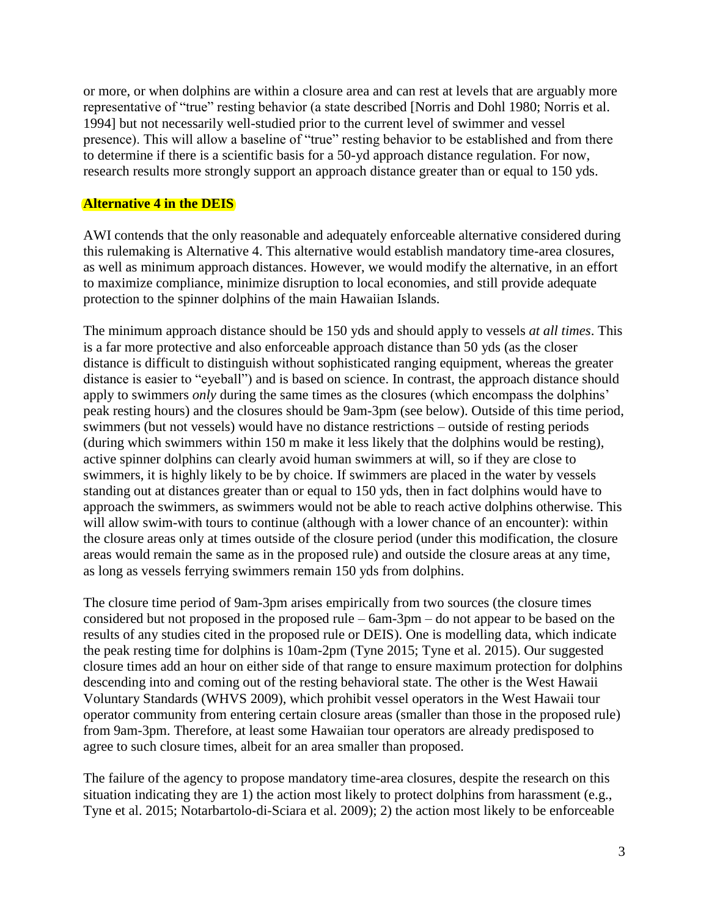or more, or when dolphins are within a closure area and can rest at levels that are arguably more representative of "true" resting behavior (a state described [Norris and Dohl 1980; Norris et al. 1994] but not necessarily well-studied prior to the current level of swimmer and vessel presence). This will allow a baseline of "true" resting behavior to be established and from there to determine if there is a scientific basis for a 50-yd approach distance regulation. For now, research results more strongly support an approach distance greater than or equal to 150 yds.

**Alternative 4 in the DEIS**

AWI contends that the only reasonable and adequately enforceable alternative considered during this rulemaking is Alternative 4. This alternative would establish mandatory time-area closures, as well as minimum approach distances. However, we would modify the alternative, in an effort to maximize compliance, minimize disruption to local economies, and still provide adequate protection to the spinner dolphins of the main Hawaiian Islands.

The minimum approach distance should be 150 yds and should apply to vessels *at all times*. This is a far more protective and also enforceable approach distance than 50 yds (as the closer distance is difficult to distinguish without sophisticated ranging equipment, whereas the greater distance is easier to "eyeball") and is based on science. In contrast, the approach distance should apply to swimmers *only* during the same times as the closures (which encompass the dolphins' peak resting hours) and the closures should be 9am-3pm (see below). Outside of this time period, swimmers (but not vessels) would have no distance restrictions – outside of resting periods (during which swimmers within 150 m make it less likely that the dolphins would be resting), active spinner dolphins can clearly avoid human swimmers at will, so if they are close to swimmers, it is highly likely to be by choice. If swimmers are placed in the water by vessels standing out at distances greater than or equal to 150 yds, then in fact dolphins would have to approach the swimmers, as swimmers would not be able to reach active dolphins otherwise. This will allow swim-with tours to continue (although with a lower chance of an encounter): within the closure areas only at times outside of the closure period (under this modification, the closure areas would remain the same as in the proposed rule) and outside the closure areas at any time, as long as vessels ferrying swimmers remain 150 yds from dolphins.

The closure time period of 9am-3pm arises empirically from two sources (the closure times considered but not proposed in the proposed rule – 6am-3pm – do not appear to be based on the results of any studies cited in the proposed rule or DEIS). One is modelling data, which indicate the peak resting time for dolphins is 10am-2pm (Tyne 2015; Tyne et al. 2015). Our suggested closure times add an hour on either side of that range to ensure maximum protection for dolphins descending into and coming out of the resting behavioral state. The other is the West Hawaii Voluntary Standards (WHVS 2009), which prohibit vessel operators in the West Hawaii tour operator community from entering certain closure areas (smaller than those in the proposed rule) from 9am-3pm. Therefore, at least some Hawaiian tour operators are already predisposed to agree to such closure times, albeit for an area smaller than proposed.

The failure of the agency to propose mandatory time-area closures, despite the research on this situation indicating they are 1) the action most likely to protect dolphins from harassment (e.g., Tyne et al. 2015; Notarbartolo-di-Sciara et al. 2009); 2) the action most likely to be enforceable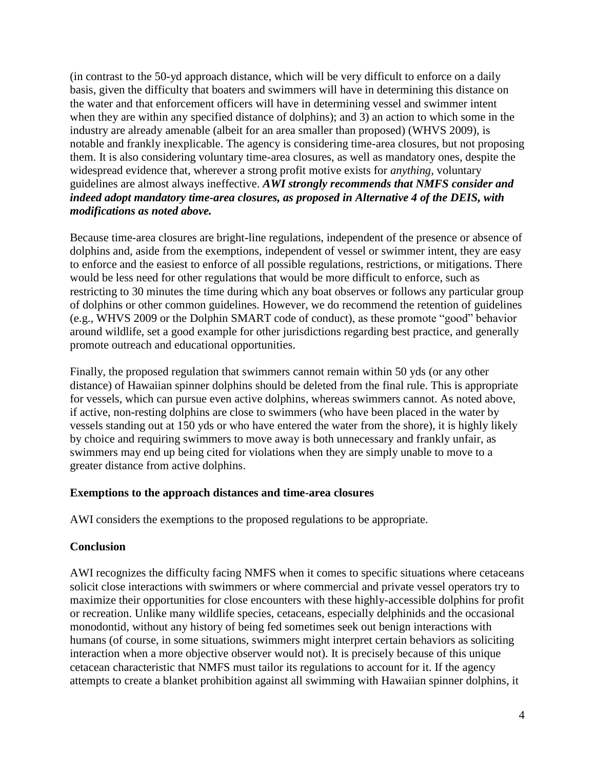(in contrast to the 50-yd approach distance, which will be very difficult to enforce on a daily basis, given the difficulty that boaters and swimmers will have in determining this distance on the water and that enforcement officers will have in determining vessel and swimmer intent when they are within any specified distance of dolphins); and 3) an action to which some in the industry are already amenable (albeit for an area smaller than proposed) (WHVS 2009), is notable and frankly inexplicable. The agency is considering time-area closures, but not proposing them. It is also considering voluntary time-area closures, as well as mandatory ones, despite the widespread evidence that, wherever a strong profit motive exists for *anything*, voluntary guidelines are almost always ineffective. ***AWI strongly recommends that NMFS consider and indeed adopt mandatory time-area closures, as proposed in Alternative 4 of the DEIS, with modifications as noted above.***

Because time-area closures are bright-line regulations, independent of the presence or absence of dolphins and, aside from the exemptions, independent of vessel or swimmer intent, they are easy to enforce and the easiest to enforce of all possible regulations, restrictions, or mitigations. There would be less need for other regulations that would be more difficult to enforce, such as restricting to 30 minutes the time during which any boat observes or follows any particular group of dolphins or other common guidelines. However, we do recommend the retention of guidelines (e.g., WHVS 2009 or the Dolphin SMART code of conduct), as these promote "good" behavior around wildlife, set a good example for other jurisdictions regarding best practice, and generally promote outreach and educational opportunities.

Finally, the proposed regulation that swimmers cannot remain within 50 yds (or any other distance) of Hawaiian spinner dolphins should be deleted from the final rule. This is appropriate for vessels, which can pursue even active dolphins, whereas swimmers cannot. As noted above, if active, non-resting dolphins are close to swimmers (who have been placed in the water by vessels standing out at 150 yds or who have entered the water from the shore), it is highly likely by choice and requiring swimmers to move away is both unnecessary and frankly unfair, as swimmers may end up being cited for violations when they are simply unable to move to a greater distance from active dolphins.

### Exemptions to the approach distances and time-area closures

AWI considers the exemptions to the proposed regulations to be appropriate.

### Conclusion

AWI recognizes the difficulty facing NMFS when it comes to specific situations where cetaceans solicit close interactions with swimmers or where commercial and private vessel operators try to maximize their opportunities for close encounters with these highly-accessible dolphins for profit or recreation. Unlike many wildlife species, cetaceans, especially delphinids and the occasional monodontid, without any history of being fed sometimes seek out benign interactions with humans (of course, in some situations, swimmers might interpret certain behaviors as soliciting interaction when a more objective observer would not). It is precisely because of this unique cetacean characteristic that NMFS must tailor its regulations to account for it. If the agency attempts to create a blanket prohibition against all swimming with Hawaiian spinner dolphins, it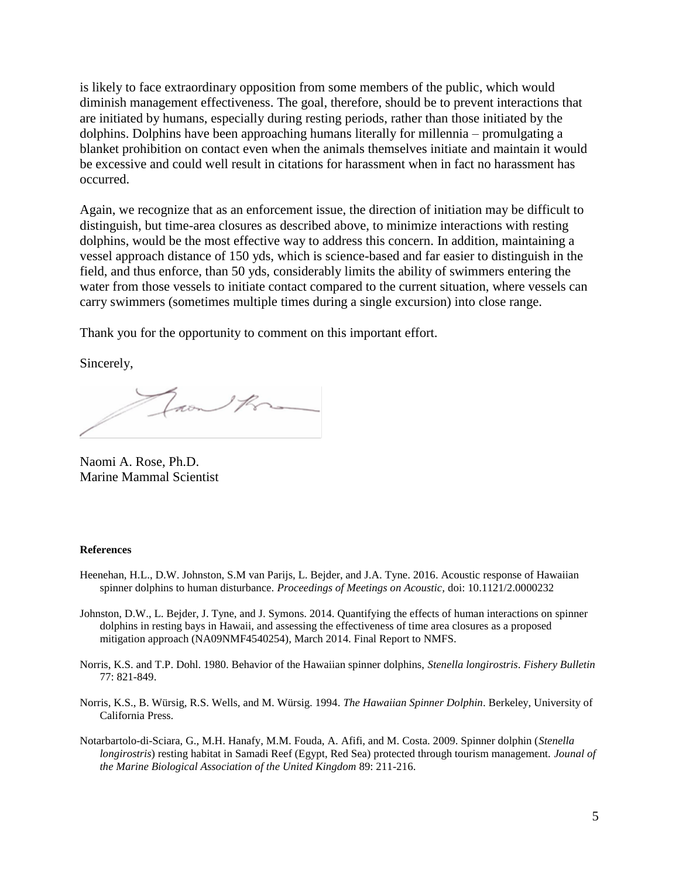is likely to face extraordinary opposition from some members of the public, which would diminish management effectiveness. The goal, therefore, should be to prevent interactions that are initiated by humans, especially during resting periods, rather than those initiated by the dolphins. Dolphins have been approaching humans literally for millennia – promulgating a blanket prohibition on contact even when the animals themselves initiate and maintain it would be excessive and could well result in citations for harassment when in fact no harassment has occurred.

Again, we recognize that as an enforcement issue, the direction of initiation may be difficult to distinguish, but time-area closures as described above, to minimize interactions with resting dolphins, would be the most effective way to address this concern. In addition, maintaining a vessel approach distance of 150 yds, which is science-based and far easier to distinguish in the field, and thus enforce, than 50 yds, considerably limits the ability of swimmers entering the water from those vessels to initiate contact compared to the current situation, where vessels can carry swimmers (sometimes multiple times during a single excursion) into close range.

Thank you for the opportunity to comment on this important effort.

Sincerely,

Naomi A. Rose, Ph.D.
Marine Mammal Scientist

**References**

Heenehan, H.L., D.W. Johnston, S.M van Parijs, L. Bejder, and J.A. Tyne. 2016. Acoustic response of Hawaiian spinner dolphins to human disturbance. *Proceedings of Meetings on Acoustic*, doi: 10.1121/2.0000232

Johnston, D.W., L. Bejder, J. Tyne, and J. Symons. 2014. Quantifying the effects of human interactions on spinner dolphins in resting bays in Hawaii, and assessing the effectiveness of time area closures as a proposed mitigation approach (NA09NMF4540254), March 2014. Final Report to NMFS.

Norris, K.S. and T.P. Dohl. 1980. Behavior of the Hawaiian spinner dolphins, *Stenella longirostris*. *Fishery Bulletin* 77: 821-849.

Norris, K.S., B. Würsig, R.S. Wells, and M. Würsig. 1994. *The Hawaiian Spinner Dolphin*. Berkeley, University of California Press.

Notarbartolo-di-Sciara, G., M.H. Hanafy, M.M. Fouda, A. Afifi, and M. Costa. 2009. Spinner dolphin (*Stenella longirostris*) resting habitat in Samadi Reef (Egypt, Red Sea) protected through tourism management. *Jounal of the Marine Biological Association of the United Kingdom* 89: 211-216.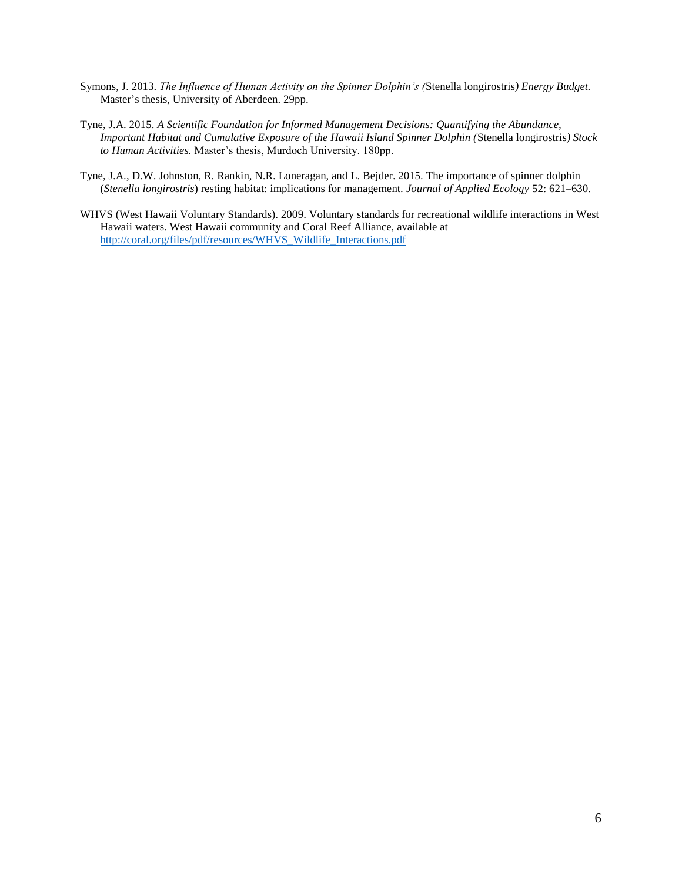Symons, J. 2013. *The Influence of Human Activity on the Spinner Dolphin's (*Stenella longirostris*) Energy Budget.* Master's thesis, University of Aberdeen. 29pp.

Tyne, J.A. 2015. *A Scientific Foundation for Informed Management Decisions: Quantifying the Abundance, Important Habitat and Cumulative Exposure of the Hawaii Island Spinner Dolphin (*Stenella longirostris*) Stock to Human Activities.* Master's thesis, Murdoch University. 180pp.

Tyne, J.A., D.W. Johnston, R. Rankin, N.R. Loneragan, and L. Bejder. 2015. The importance of spinner dolphin (*Stenella longirostris*) resting habitat: implications for management. *Journal of Applied Ecology* 52: 621–630.

WHVS (West Hawaii Voluntary Standards). 2009. Voluntary standards for recreational wildlife interactions in West Hawaii waters. West Hawaii community and Coral Reef Alliance, available at http://coral.org/files/pdf/resources/WHVS_Wildlife_Interactions.pdf